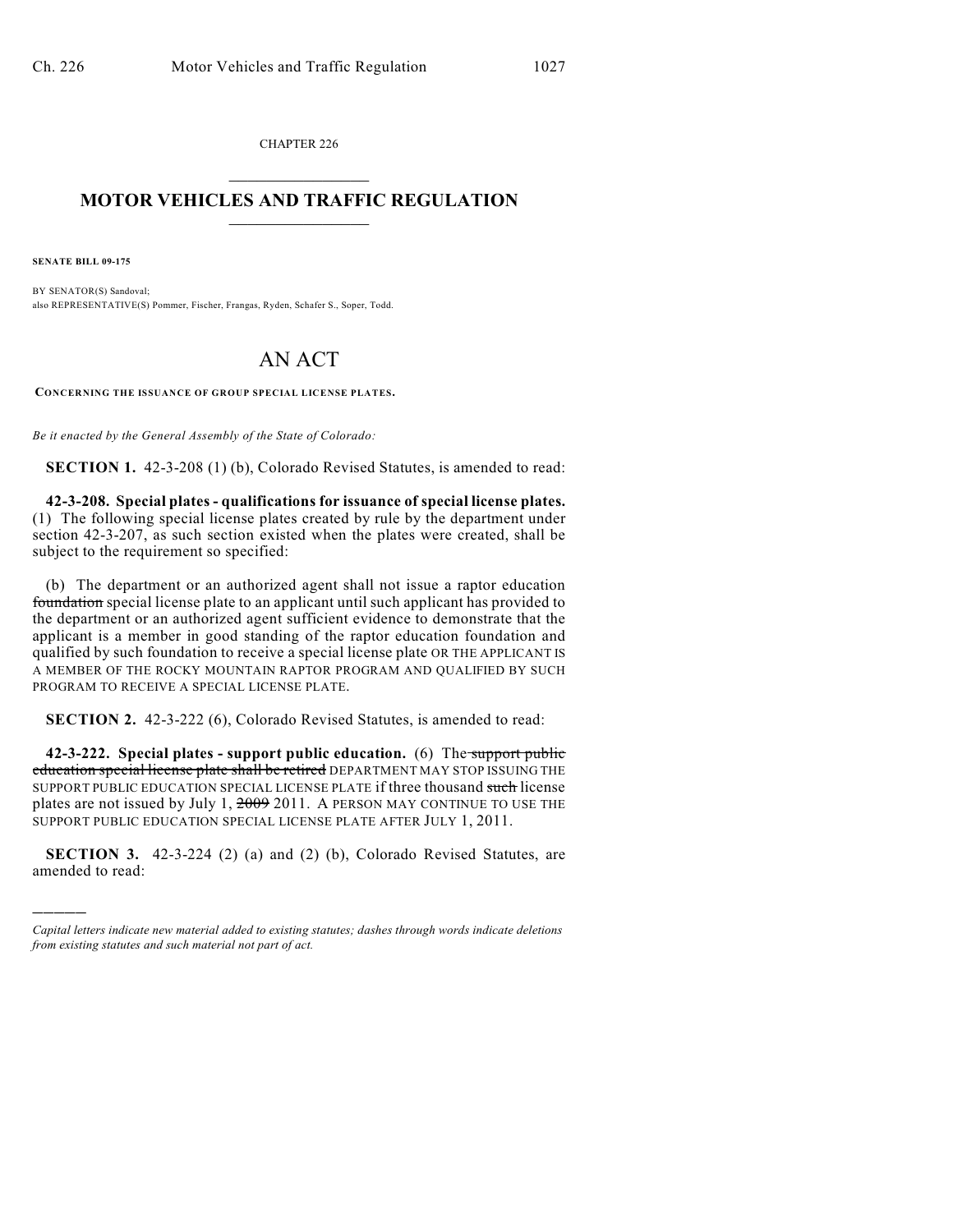CHAPTER 226

# MOTOR VEHICLES AND TRAFFIC REGULATION

**SENATE BILL 09-175**

BY SENATOR(S) Sandoval;
also REPRESENTATIVE(S) Pommer, Fischer, Frangas, Ryden, Schafer S., Soper, Todd.

# AN ACT

**CONCERNING THE ISSUANCE OF GROUP SPECIAL LICENSE PLATES.**

*Be it enacted by the General Assembly of the State of Colorado:*

**SECTION 1.** 42-3-208 (1) (b), Colorado Revised Statutes, is amended to read:

**42-3-208. Special plates - qualifications for issuance of special license plates.** (1) The following special license plates created by rule by the department under section 42-3-207, as such section existed when the plates were created, shall be subject to the requirement so specified:

(b) The department or an authorized agent shall not issue a raptor education ~~foundation~~ special license plate to an applicant until such applicant has provided to the department or an authorized agent sufficient evidence to demonstrate that the applicant is a member in good standing of the raptor education foundation and qualified by such foundation to receive a special license plate OR THE APPLICANT IS A MEMBER OF THE ROCKY MOUNTAIN RAPTOR PROGRAM AND QUALIFIED BY SUCH PROGRAM TO RECEIVE A SPECIAL LICENSE PLATE.

**SECTION 2.** 42-3-222 (6), Colorado Revised Statutes, is amended to read:

**42-3-222. Special plates - support public education.** (6) The ~~support public education special license plate shall be retired~~ DEPARTMENT MAY STOP ISSUING THE SUPPORT PUBLIC EDUCATION SPECIAL LICENSE PLATE if three thousand ~~such~~ license plates are not issued by July 1, ~~2009~~ 2011. A PERSON MAY CONTINUE TO USE THE SUPPORT PUBLIC EDUCATION SPECIAL LICENSE PLATE AFTER JULY 1, 2011.

**SECTION 3.** 42-3-224 (2) (a) and (2) (b), Colorado Revised Statutes, are amended to read:

---

*Capital letters indicate new material added to existing statutes; dashes through words indicate deletions from existing statutes and such material not part of act.*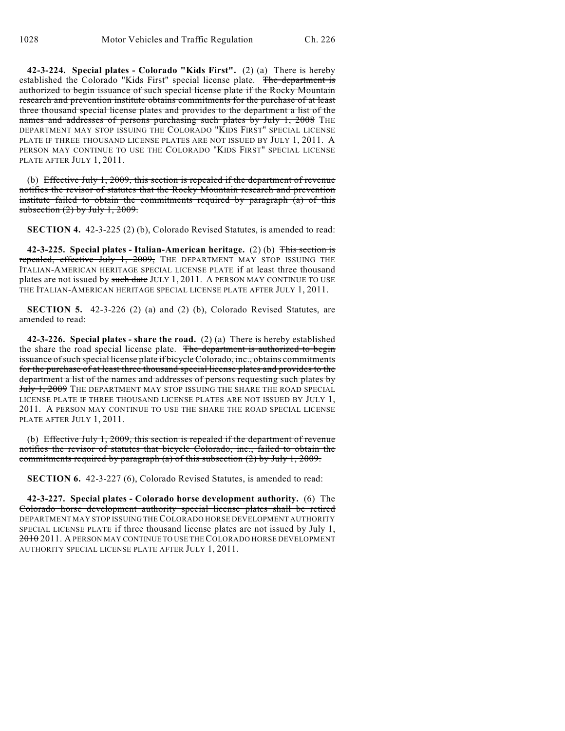**42-3-224. Special plates - Colorado "Kids First".** (2) (a) There is hereby established the Colorado "Kids First" special license plate. ~~The department is authorized to begin issuance of such special license plate if the Rocky Mountain research and prevention institute obtains commitments for the purchase of at least three thousand special license plates and provides to the department a list of the names and addresses of persons purchasing such plates by July 1, 2008~~ THE DEPARTMENT MAY STOP ISSUING THE COLORADO "KIDS FIRST" SPECIAL LICENSE PLATE IF THREE THOUSAND LICENSE PLATES ARE NOT ISSUED BY JULY 1, 2011. A PERSON MAY CONTINUE TO USE THE COLORADO "KIDS FIRST" SPECIAL LICENSE PLATE AFTER JULY 1, 2011.

(b) ~~Effective July 1, 2009, this section is repealed if the department of revenue notifies the revisor of statutes that the Rocky Mountain research and prevention institute failed to obtain the commitments required by paragraph (a) of this subsection (2) by July 1, 2009.~~

**SECTION 4.** 42-3-225 (2) (b), Colorado Revised Statutes, is amended to read:

**42-3-225. Special plates - Italian-American heritage.** (2) (b) ~~This section is repealed, effective July 1, 2009,~~ THE DEPARTMENT MAY STOP ISSUING THE ITALIAN-AMERICAN HERITAGE SPECIAL LICENSE PLATE if at least three thousand plates are not issued by ~~such date~~ JULY 1, 2011. A PERSON MAY CONTINUE TO USE THE ITALIAN-AMERICAN HERITAGE SPECIAL LICENSE PLATE AFTER JULY 1, 2011.

**SECTION 5.** 42-3-226 (2) (a) and (2) (b), Colorado Revised Statutes, are amended to read:

**42-3-226. Special plates - share the road.** (2) (a) There is hereby established the share the road special license plate. ~~The department is authorized to begin issuance of such special license plate if bicycle Colorado, inc., obtains commitments for the purchase of at least three thousand special license plates and provides to the department a list of the names and addresses of persons requesting such plates by July 1, 2009~~ THE DEPARTMENT MAY STOP ISSUING THE SHARE THE ROAD SPECIAL LICENSE PLATE IF THREE THOUSAND LICENSE PLATES ARE NOT ISSUED BY JULY 1, 2011. A PERSON MAY CONTINUE TO USE THE SHARE THE ROAD SPECIAL LICENSE PLATE AFTER JULY 1, 2011.

(b) ~~Effective July 1, 2009, this section is repealed if the department of revenue notifies the revisor of statutes that bicycle Colorado, inc., failed to obtain the commitments required by paragraph (a) of this subsection (2) by July 1, 2009.~~

**SECTION 6.** 42-3-227 (6), Colorado Revised Statutes, is amended to read:

**42-3-227. Special plates - Colorado horse development authority.** (6) The ~~Colorado horse development authority special license plates shall be retired~~ DEPARTMENT MAY STOP ISSUING THE COLORADO HORSE DEVELOPMENT AUTHORITY SPECIAL LICENSE PLATE if three thousand license plates are not issued by July 1, ~~2010~~ 2011. A PERSON MAY CONTINUE TO USE THE COLORADO HORSE DEVELOPMENT AUTHORITY SPECIAL LICENSE PLATE AFTER JULY 1, 2011.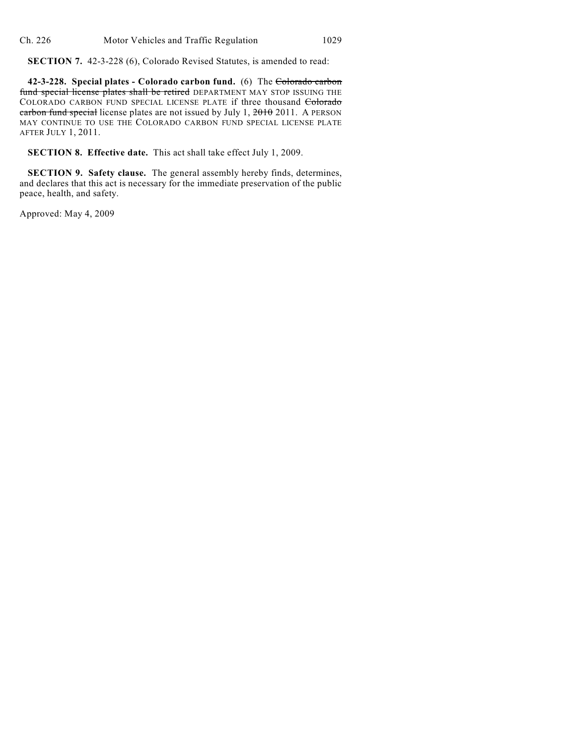**SECTION 7.** 42-3-228 (6), Colorado Revised Statutes, is amended to read:

**42-3-228. Special plates - Colorado carbon fund.** (6) The ~~Colorado carbon fund special license plates shall be retired~~ DEPARTMENT MAY STOP ISSUING THE COLORADO CARBON FUND SPECIAL LICENSE PLATE if three thousand ~~Colorado carbon fund special~~ license plates are not issued by July 1, ~~2010~~ 2011. A PERSON MAY CONTINUE TO USE THE COLORADO CARBON FUND SPECIAL LICENSE PLATE AFTER JULY 1, 2011.

**SECTION 8. Effective date.** This act shall take effect July 1, 2009.

**SECTION 9. Safety clause.** The general assembly hereby finds, determines, and declares that this act is necessary for the immediate preservation of the public peace, health, and safety.

Approved: May 4, 2009